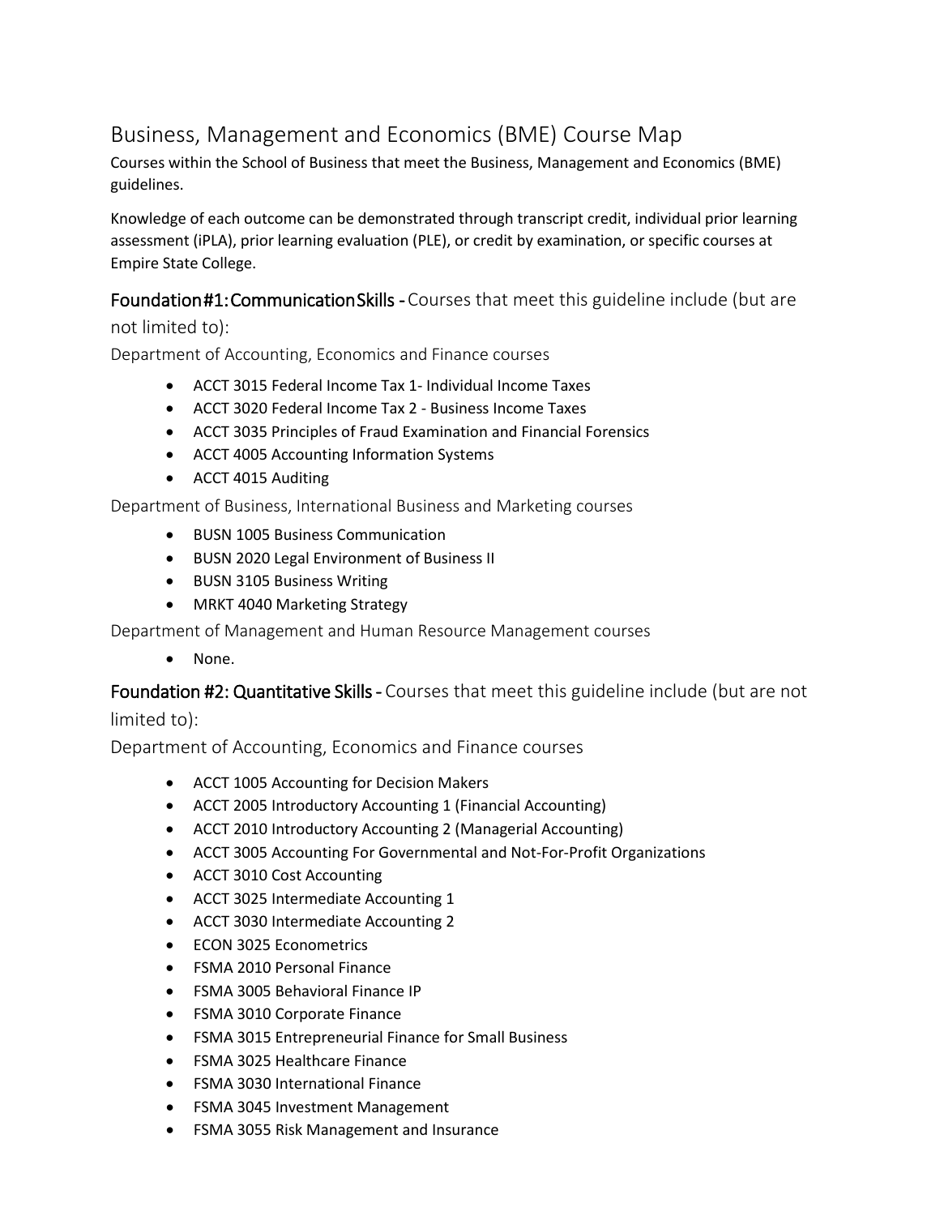# Business, Management and Economics (BME) Course Map

Courses within the School of Business that meet the Business, Management and Economics (BME) guidelines.

Knowledge of each outcome can be demonstrated through transcript credit, individual prior learning assessment (iPLA), prior learning evaluation (PLE), or credit by examination, or specific courses at Empire State College.

## Foundation #1: Communication Skills - Courses that meet this guideline include (but are not limited to):

### Department of Accounting, Economics and Finance courses

- ACCT 3015 Federal Income Tax 1- Individual Income Taxes
- ACCT 3020 Federal Income Tax 2 - Business Income Taxes
- ACCT 3035 Principles of Fraud Examination and Financial Forensics
- ACCT 4005 Accounting Information Systems
- ACCT 4015 Auditing

### Department of Business, International Business and Marketing courses

- BUSN 1005 Business Communication
- BUSN 2020 Legal Environment of Business II
- BUSN 3105 Business Writing
- MRKT 4040 Marketing Strategy

### Department of Management and Human Resource Management courses

- None.

## Foundation #2: Quantitative Skills - Courses that meet this guideline include (but are not limited to):

### Department of Accounting, Economics and Finance courses

- ACCT 1005 Accounting for Decision Makers
- ACCT 2005 Introductory Accounting 1 (Financial Accounting)
- ACCT 2010 Introductory Accounting 2 (Managerial Accounting)
- ACCT 3005 Accounting For Governmental and Not-For-Profit Organizations
- ACCT 3010 Cost Accounting
- ACCT 3025 Intermediate Accounting 1
- ACCT 3030 Intermediate Accounting 2
- ECON 3025 Econometrics
- FSMA 2010 Personal Finance
- FSMA 3005 Behavioral Finance IP
- FSMA 3010 Corporate Finance
- FSMA 3015 Entrepreneurial Finance for Small Business
- FSMA 3025 Healthcare Finance
- FSMA 3030 International Finance
- FSMA 3045 Investment Management
- FSMA 3055 Risk Management and Insurance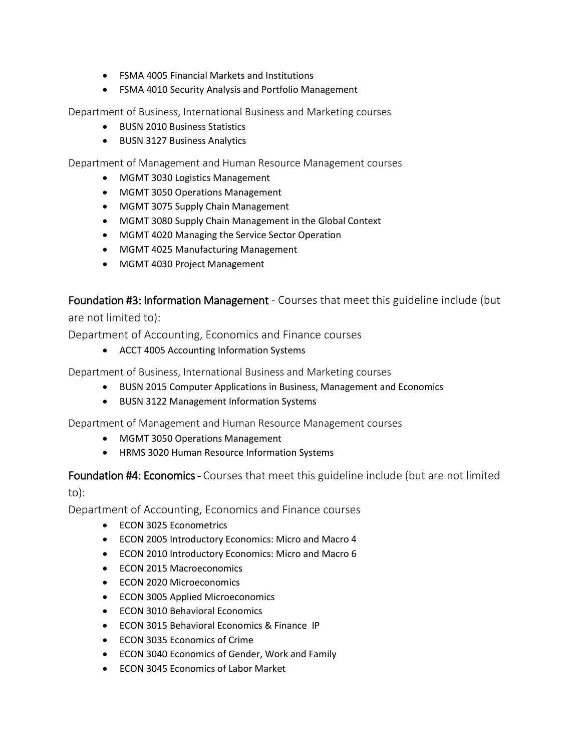- FSMA 4005 Financial Markets and Institutions
- FSMA 4010 Security Analysis and Portfolio Management

Department of Business, International Business and Marketing courses

- BUSN 2010 Business Statistics
- BUSN 3127 Business Analytics

Department of Management and Human Resource Management courses

- MGMT 3030 Logistics Management
- MGMT 3050 Operations Management
- MGMT 3075 Supply Chain Management
- MGMT 3080 Supply Chain Management in the Global Context
- MGMT 4020 Managing the Service Sector Operation
- MGMT 4025 Manufacturing Management
- MGMT 4030 Project Management

**Foundation #3: Information Management** - Courses that meet this guideline include (but are not limited to):

Department of Accounting, Economics and Finance courses

- ACCT 4005 Accounting Information Systems

Department of Business, International Business and Marketing courses

- BUSN 2015 Computer Applications in Business, Management and Economics
- BUSN 3122 Management Information Systems

Department of Management and Human Resource Management courses

- MGMT 3050 Operations Management
- HRMS 3020 Human Resource Information Systems

**Foundation #4: Economics** - Courses that meet this guideline include (but are not limited to):

Department of Accounting, Economics and Finance courses

- ECON 3025 Econometrics
- ECON 2005 Introductory Economics: Micro and Macro 4
- ECON 2010 Introductory Economics: Micro and Macro 6
- ECON 2015 Macroeconomics
- ECON 2020 Microeconomics
- ECON 3005 Applied Microeconomics
- ECON 3010 Behavioral Economics
- ECON 3015 Behavioral Economics & Finance IP
- ECON 3035 Economics of Crime
- ECON 3040 Economics of Gender, Work and Family
- ECON 3045 Economics of Labor Market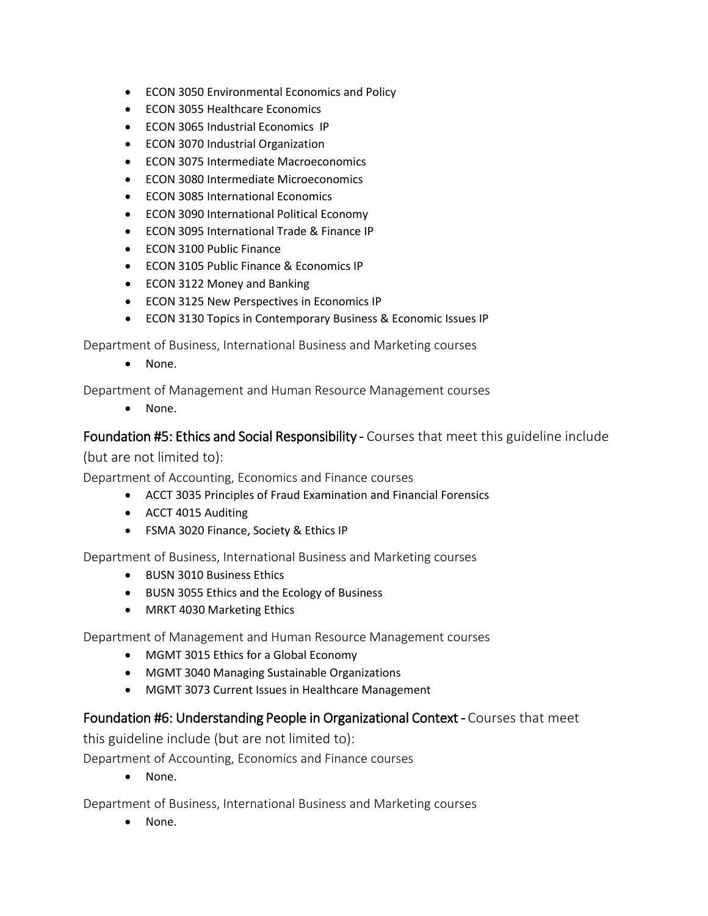- ECON 3050 Environmental Economics and Policy
- ECON 3055 Healthcare Economics
- ECON 3065 Industrial Economics  IP
- ECON 3070 Industrial Organization
- ECON 3075 Intermediate Macroeconomics
- ECON 3080 Intermediate Microeconomics
- ECON 3085 International Economics
- ECON 3090 International Political Economy
- ECON 3095 International Trade & Finance IP
- ECON 3100 Public Finance
- ECON 3105 Public Finance & Economics IP
- ECON 3122 Money and Banking
- ECON 3125 New Perspectives in Economics IP
- ECON 3130 Topics in Contemporary Business & Economic Issues IP

Department of Business, International Business and Marketing courses

- None.

Department of Management and Human Resource Management courses

- None.

## Foundation #5: Ethics and Social Responsibility - Courses that meet this guideline include (but are not limited to):

Department of Accounting, Economics and Finance courses

- ACCT 3035 Principles of Fraud Examination and Financial Forensics
- ACCT 4015 Auditing
- FSMA 3020 Finance, Society & Ethics IP

Department of Business, International Business and Marketing courses

- BUSN 3010 Business Ethics
- BUSN 3055 Ethics and the Ecology of Business
- MRKT 4030 Marketing Ethics

Department of Management and Human Resource Management courses

- MGMT 3015 Ethics for a Global Economy
- MGMT 3040 Managing Sustainable Organizations
- MGMT 3073 Current Issues in Healthcare Management

## Foundation #6: Understanding People in Organizational Context - Courses that meet this guideline include (but are not limited to):

Department of Accounting, Economics and Finance courses

- None.

Department of Business, International Business and Marketing courses

- None.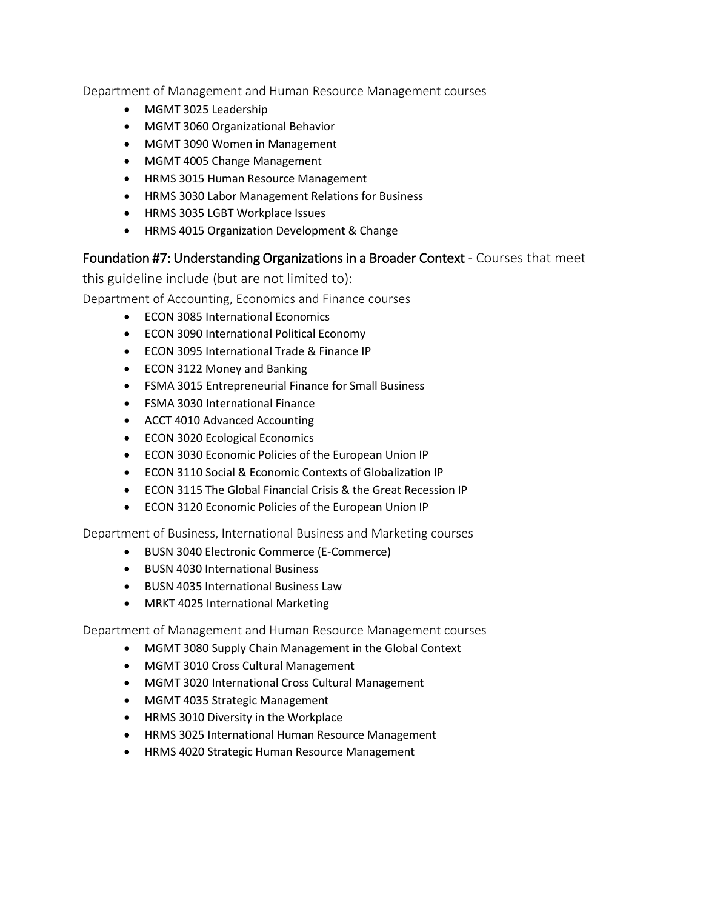Department of Management and Human Resource Management courses

- MGMT 3025 Leadership
- MGMT 3060 Organizational Behavior
- MGMT 3090 Women in Management
- MGMT 4005 Change Management
- HRMS 3015 Human Resource Management
- HRMS 3030 Labor Management Relations for Business
- HRMS 3035 LGBT Workplace Issues
- HRMS 4015 Organization Development & Change

## Foundation #7: Understanding Organizations in a Broader Context - Courses that meet this guideline include (but are not limited to):

Department of Accounting, Economics and Finance courses

- ECON 3085 International Economics
- ECON 3090 International Political Economy
- ECON 3095 International Trade & Finance IP
- ECON 3122 Money and Banking
- FSMA 3015 Entrepreneurial Finance for Small Business
- FSMA 3030 International Finance
- ACCT 4010 Advanced Accounting
- ECON 3020 Ecological Economics
- ECON 3030 Economic Policies of the European Union IP
- ECON 3110 Social & Economic Contexts of Globalization IP
- ECON 3115 The Global Financial Crisis & the Great Recession IP
- ECON 3120 Economic Policies of the European Union IP

Department of Business, International Business and Marketing courses

- BUSN 3040 Electronic Commerce (E-Commerce)
- BUSN 4030 International Business
- BUSN 4035 International Business Law
- MRKT 4025 International Marketing

Department of Management and Human Resource Management courses

- MGMT 3080 Supply Chain Management in the Global Context
- MGMT 3010 Cross Cultural Management
- MGMT 3020 International Cross Cultural Management
- MGMT 4035 Strategic Management
- HRMS 3010 Diversity in the Workplace
- HRMS 3025 International Human Resource Management
- HRMS 4020 Strategic Human Resource Management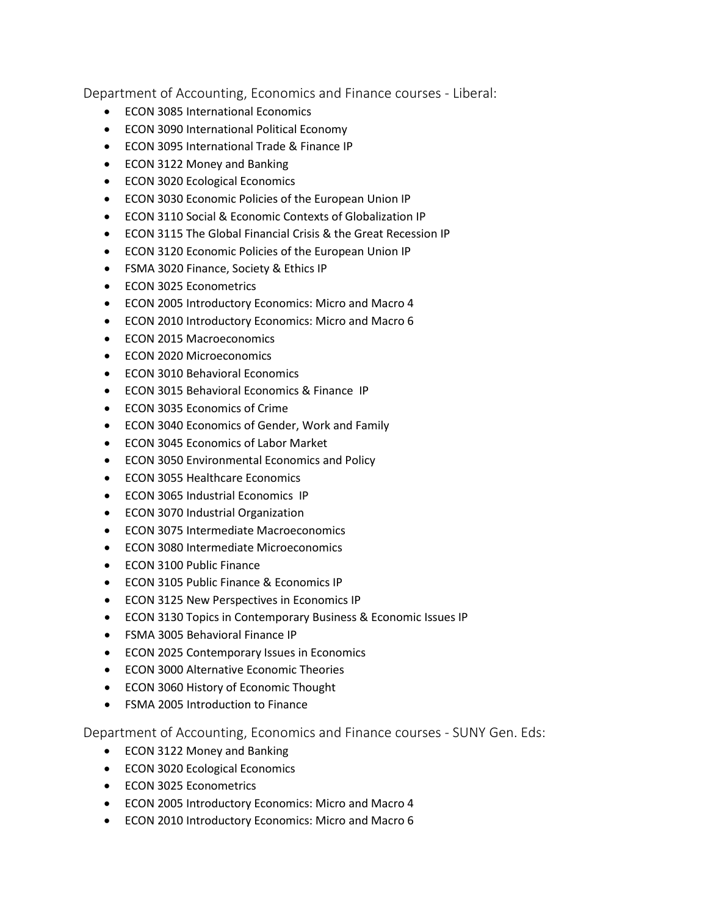## Department of Accounting, Economics and Finance courses - Liberal:

- ECON 3085 International Economics
- ECON 3090 International Political Economy
- ECON 3095 International Trade & Finance IP
- ECON 3122 Money and Banking
- ECON 3020 Ecological Economics
- ECON 3030 Economic Policies of the European Union IP
- ECON 3110 Social & Economic Contexts of Globalization IP
- ECON 3115 The Global Financial Crisis & the Great Recession IP
- ECON 3120 Economic Policies of the European Union IP
- FSMA 3020 Finance, Society & Ethics IP
- ECON 3025 Econometrics
- ECON 2005 Introductory Economics: Micro and Macro 4
- ECON 2010 Introductory Economics: Micro and Macro 6
- ECON 2015 Macroeconomics
- ECON 2020 Microeconomics
- ECON 3010 Behavioral Economics
- ECON 3015 Behavioral Economics & Finance IP
- ECON 3035 Economics of Crime
- ECON 3040 Economics of Gender, Work and Family
- ECON 3045 Economics of Labor Market
- ECON 3050 Environmental Economics and Policy
- ECON 3055 Healthcare Economics
- ECON 3065 Industrial Economics IP
- ECON 3070 Industrial Organization
- ECON 3075 Intermediate Macroeconomics
- ECON 3080 Intermediate Microeconomics
- ECON 3100 Public Finance
- ECON 3105 Public Finance & Economics IP
- ECON 3125 New Perspectives in Economics IP
- ECON 3130 Topics in Contemporary Business & Economic Issues IP
- FSMA 3005 Behavioral Finance IP
- ECON 2025 Contemporary Issues in Economics
- ECON 3000 Alternative Economic Theories
- ECON 3060 History of Economic Thought
- FSMA 2005 Introduction to Finance

## Department of Accounting, Economics and Finance courses - SUNY Gen. Eds:

- ECON 3122 Money and Banking
- ECON 3020 Ecological Economics
- ECON 3025 Econometrics
- ECON 2005 Introductory Economics: Micro and Macro 4
- ECON 2010 Introductory Economics: Micro and Macro 6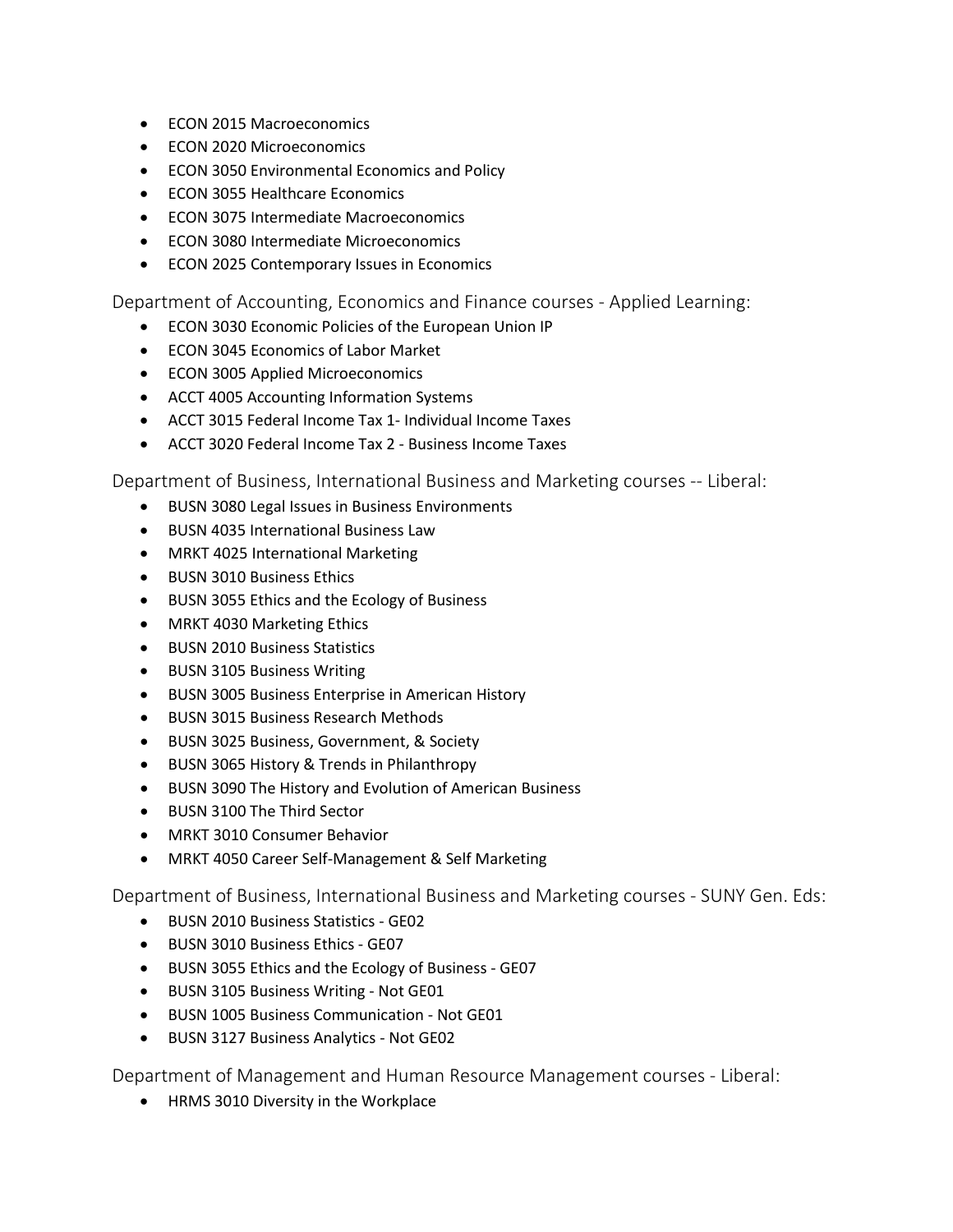- ECON 2015 Macroeconomics
- ECON 2020 Microeconomics
- ECON 3050 Environmental Economics and Policy
- ECON 3055 Healthcare Economics
- ECON 3075 Intermediate Macroeconomics
- ECON 3080 Intermediate Microeconomics
- ECON 2025 Contemporary Issues in Economics

## Department of Accounting, Economics and Finance courses - Applied Learning:

- ECON 3030 Economic Policies of the European Union IP
- ECON 3045 Economics of Labor Market
- ECON 3005 Applied Microeconomics
- ACCT 4005 Accounting Information Systems
- ACCT 3015 Federal Income Tax 1- Individual Income Taxes
- ACCT 3020 Federal Income Tax 2 - Business Income Taxes

## Department of Business, International Business and Marketing courses -- Liberal:

- BUSN 3080 Legal Issues in Business Environments
- BUSN 4035 International Business Law
- MRKT 4025 International Marketing
- BUSN 3010 Business Ethics
- BUSN 3055 Ethics and the Ecology of Business
- MRKT 4030 Marketing Ethics
- BUSN 2010 Business Statistics
- BUSN 3105 Business Writing
- BUSN 3005 Business Enterprise in American History
- BUSN 3015 Business Research Methods
- BUSN 3025 Business, Government, & Society
- BUSN 3065 History & Trends in Philanthropy
- BUSN 3090 The History and Evolution of American Business
- BUSN 3100 The Third Sector
- MRKT 3010 Consumer Behavior
- MRKT 4050 Career Self-Management & Self Marketing

## Department of Business, International Business and Marketing courses - SUNY Gen. Eds:

- BUSN 2010 Business Statistics - GE02
- BUSN 3010 Business Ethics - GE07
- BUSN 3055 Ethics and the Ecology of Business - GE07
- BUSN 3105 Business Writing - Not GE01
- BUSN 1005 Business Communication - Not GE01
- BUSN 3127 Business Analytics - Not GE02

## Department of Management and Human Resource Management courses - Liberal:

- HRMS 3010 Diversity in the Workplace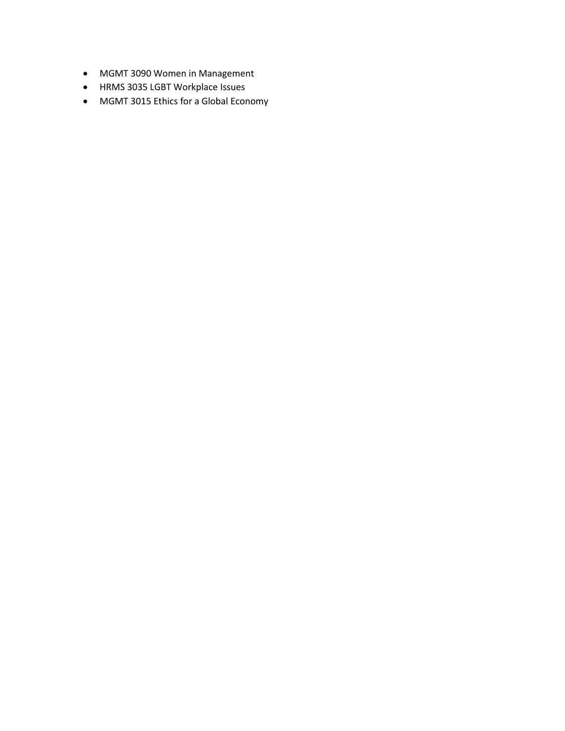- MGMT 3090 Women in Management
- HRMS 3035 LGBT Workplace Issues
- MGMT 3015 Ethics for a Global Economy